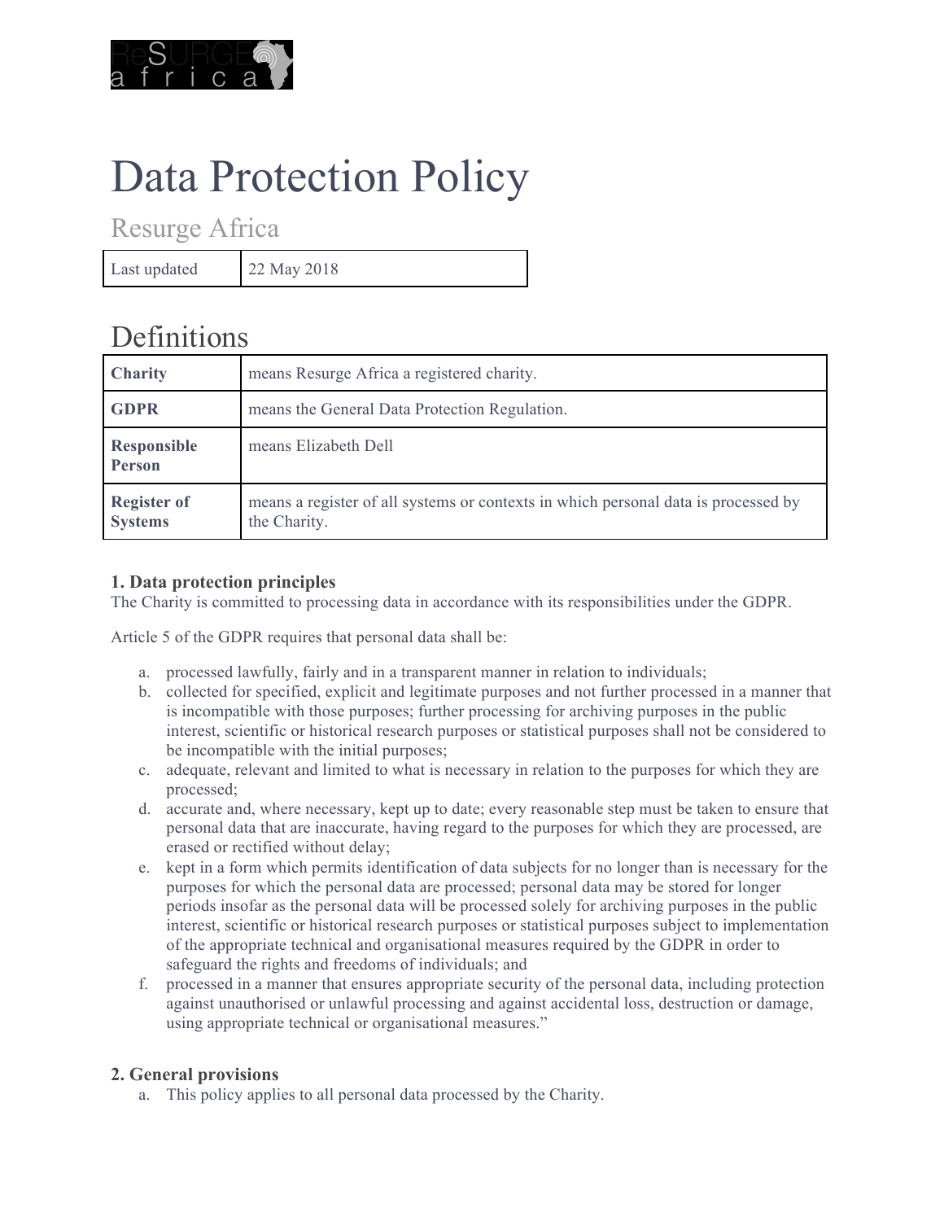# Data Protection Policy

## Resurge Africa

| Last updated | 22 May 2018 |
|---|---|

## Definitions

| | |
|---|---|
| **Charity** | means Resurge Africa a registered charity. |
| **GDPR** | means the General Data Protection Regulation. |
| **Responsible Person** | means Elizabeth Dell |
| **Register of Systems** | means a register of all systems or contexts in which personal data is processed by the Charity. |

### 1. Data protection principles

The Charity is committed to processing data in accordance with its responsibilities under the GDPR.

Article 5 of the GDPR requires that personal data shall be:

a. processed lawfully, fairly and in a transparent manner in relation to individuals;
b. collected for specified, explicit and legitimate purposes and not further processed in a manner that is incompatible with those purposes; further processing for archiving purposes in the public interest, scientific or historical research purposes or statistical purposes shall not be considered to be incompatible with the initial purposes;
c. adequate, relevant and limited to what is necessary in relation to the purposes for which they are processed;
d. accurate and, where necessary, kept up to date; every reasonable step must be taken to ensure that personal data that are inaccurate, having regard to the purposes for which they are processed, are erased or rectified without delay;
e. kept in a form which permits identification of data subjects for no longer than is necessary for the purposes for which the personal data are processed; personal data may be stored for longer periods insofar as the personal data will be processed solely for archiving purposes in the public interest, scientific or historical research purposes or statistical purposes subject to implementation of the appropriate technical and organisational measures required by the GDPR in order to safeguard the rights and freedoms of individuals; and
f. processed in a manner that ensures appropriate security of the personal data, including protection against unauthorised or unlawful processing and against accidental loss, destruction or damage, using appropriate technical or organisational measures."

### 2. General provisions

a. This policy applies to all personal data processed by the Charity.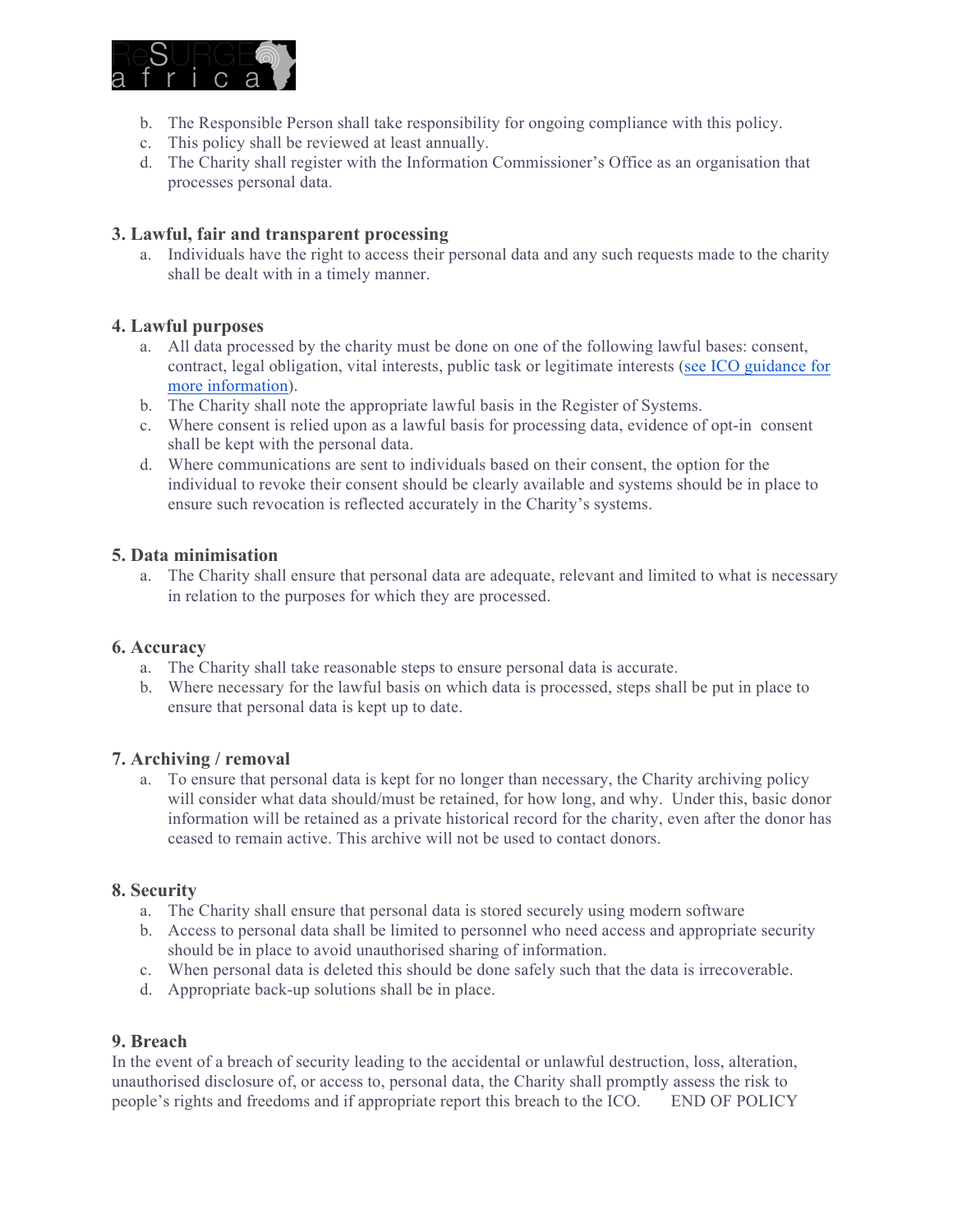b. The Responsible Person shall take responsibility for ongoing compliance with this policy.
c. This policy shall be reviewed at least annually.
d. The Charity shall register with the Information Commissioner's Office as an organisation that processes personal data.

### 3. Lawful, fair and transparent processing

a. Individuals have the right to access their personal data and any such requests made to the charity shall be dealt with in a timely manner.

### 4. Lawful purposes

a. All data processed by the charity must be done on one of the following lawful bases: consent, contract, legal obligation, vital interests, public task or legitimate interests (see ICO guidance for more information).
b. The Charity shall note the appropriate lawful basis in the Register of Systems.
c. Where consent is relied upon as a lawful basis for processing data, evidence of opt-in consent shall be kept with the personal data.
d. Where communications are sent to individuals based on their consent, the option for the individual to revoke their consent should be clearly available and systems should be in place to ensure such revocation is reflected accurately in the Charity's systems.

### 5. Data minimisation

a. The Charity shall ensure that personal data are adequate, relevant and limited to what is necessary in relation to the purposes for which they are processed.

### 6. Accuracy

a. The Charity shall take reasonable steps to ensure personal data is accurate.
b. Where necessary for the lawful basis on which data is processed, steps shall be put in place to ensure that personal data is kept up to date.

### 7. Archiving / removal

a. To ensure that personal data is kept for no longer than necessary, the Charity archiving policy will consider what data should/must be retained, for how long, and why. Under this, basic donor information will be retained as a private historical record for the charity, even after the donor has ceased to remain active. This archive will not be used to contact donors.

### 8. Security

a. The Charity shall ensure that personal data is stored securely using modern software
b. Access to personal data shall be limited to personnel who need access and appropriate security should be in place to avoid unauthorised sharing of information.
c. When personal data is deleted this should be done safely such that the data is irrecoverable.
d. Appropriate back-up solutions shall be in place.

### 9. Breach

In the event of a breach of security leading to the accidental or unlawful destruction, loss, alteration, unauthorised disclosure of, or access to, personal data, the Charity shall promptly assess the risk to people's rights and freedoms and if appropriate report this breach to the ICO. END OF POLICY